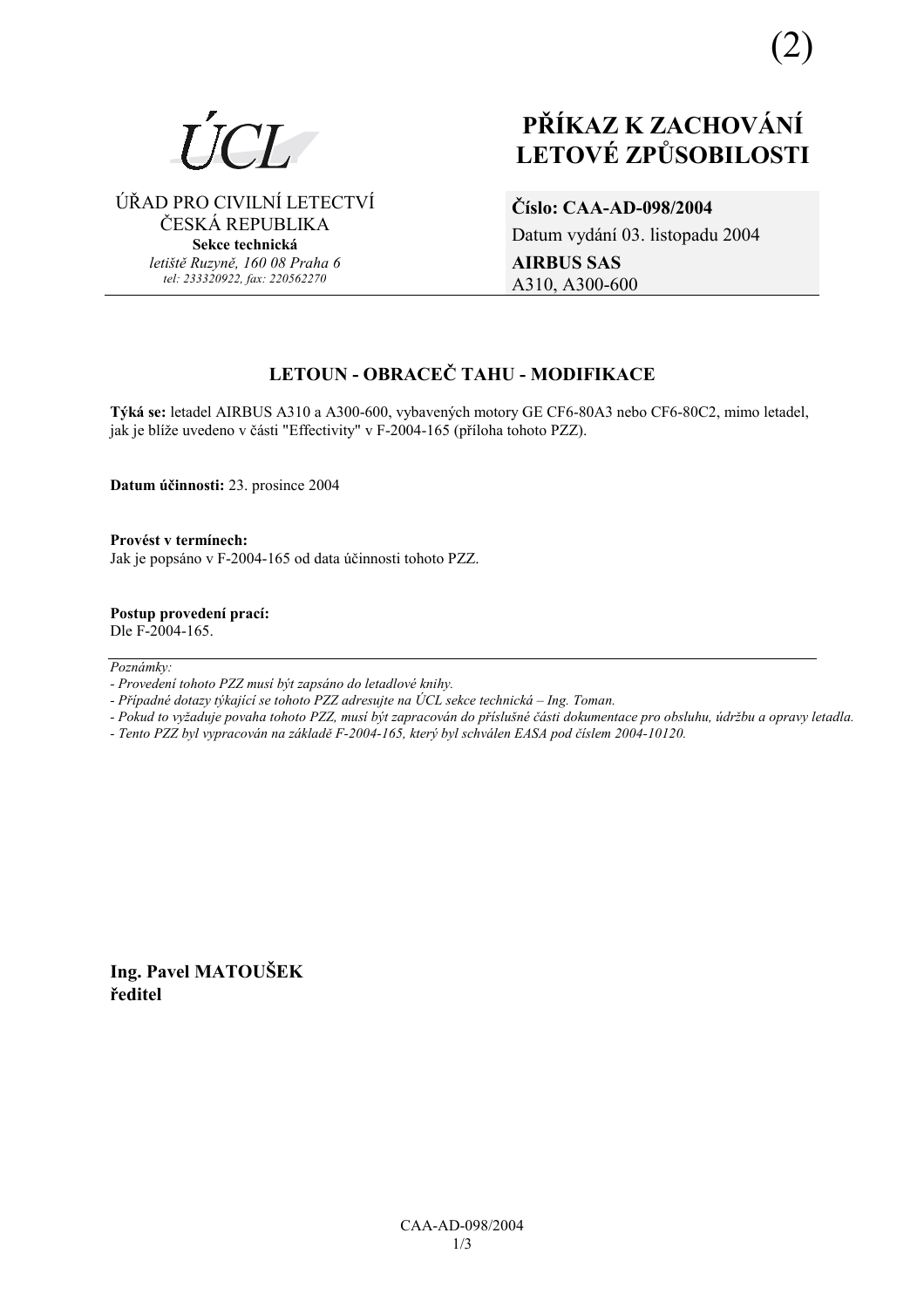(2)

ÚCL

ÚŘAD PRO CIVILNÍ LETECTVÍ
ČESKÁ REPUBLIKA
**Sekce technická**
*letiště Ruzyně, 160 08 Praha 6*
*tel: 233320922, fax: 220562270*

# PŘÍKAZ K ZACHOVÁNÍ LETOVÉ ZPŮSOBILOSTI

**Číslo: CAA-AD-098/2004**
Datum vydání 03. listopadu 2004
**AIRBUS SAS**
A310, A300-600

## LETOUN - OBRACEČ TAHU - MODIFIKACE

**Týká se:** letadel AIRBUS A310 a A300-600, vybavených motory GE CF6-80A3 nebo CF6-80C2, mimo letadel, jak je blíže uvedeno v části "Effectivity" v F-2004-165 (příloha tohoto PZZ).

**Datum účinnosti:** 23. prosince 2004

**Provést v termínech:**
Jak je popsáno v F-2004-165 od data účinnosti tohoto PZZ.

**Postup provedení prací:**
Dle F-2004-165.

*Poznámky:*
- *Provedení tohoto PZZ musí být zapsáno do letadlové knihy.*
- *Případné dotazy týkající se tohoto PZZ adresujte na ÚCL sekce technická – Ing. Toman.*
- *Pokud to vyžaduje povaha tohoto PZZ, musí být zapracován do příslušné části dokumentace pro obsluhu, údržbu a opravy letadla.*
- *Tento PZZ byl vypracován na základě F-2004-165, který byl schválen EASA pod číslem 2004-10120.*

**Ing. Pavel MATOUŠEK**
**ředitel**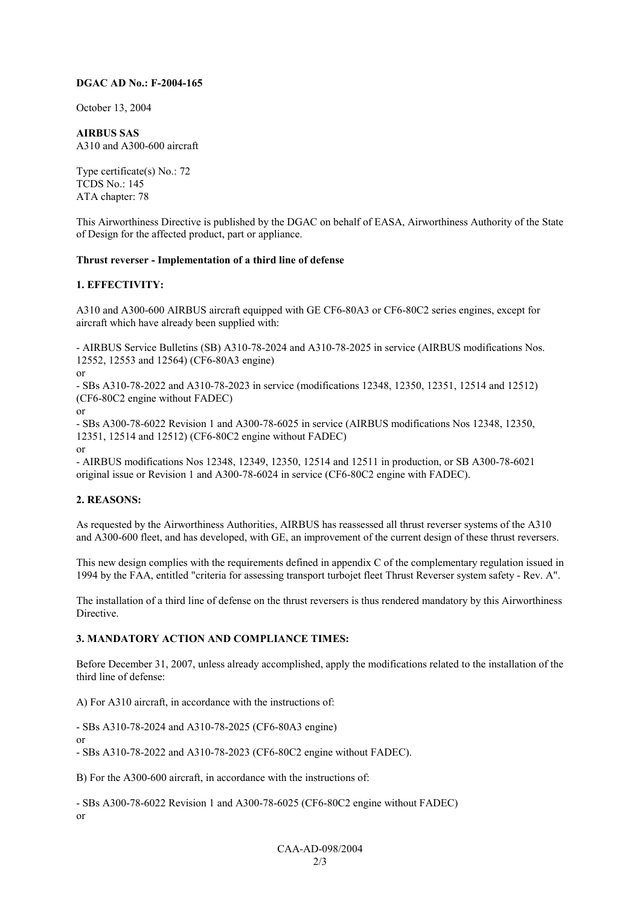**DGAC AD No.: F-2004-165**

October 13, 2004

**AIRBUS SAS**
A310 and A300-600 aircraft

Type certificate(s) No.: 72
TCDS No.: 145
ATA chapter: 78

This Airworthiness Directive is published by the DGAC on behalf of EASA, Airworthiness Authority of the State of Design for the affected product, part or appliance.

**Thrust reverser - Implementation of a third line of defense**

**1. EFFECTIVITY:**

A310 and A300-600 AIRBUS aircraft equipped with GE CF6-80A3 or CF6-80C2 series engines, except for aircraft which have already been supplied with:

- AIRBUS Service Bulletins (SB) A310-78-2024 and A310-78-2025 in service (AIRBUS modifications Nos. 12552, 12553 and 12564) (CF6-80A3 engine)

or

- SBs A310-78-2022 and A310-78-2023 in service (modifications 12348, 12350, 12351, 12514 and 12512) (CF6-80C2 engine without FADEC)

or

- SBs A300-78-6022 Revision 1 and A300-78-6025 in service (AIRBUS modifications Nos 12348, 12350, 12351, 12514 and 12512) (CF6-80C2 engine without FADEC)

or

- AIRBUS modifications Nos 12348, 12349, 12350, 12514 and 12511 in production, or SB A300-78-6021 original issue or Revision 1 and A300-78-6024 in service (CF6-80C2 engine with FADEC).

**2. REASONS:**

As requested by the Airworthiness Authorities, AIRBUS has reassessed all thrust reverser systems of the A310 and A300-600 fleet, and has developed, with GE, an improvement of the current design of these thrust reversers.

This new design complies with the requirements defined in appendix C of the complementary regulation issued in 1994 by the FAA, entitled "criteria for assessing transport turbojet fleet Thrust Reverser system safety - Rev. A".

The installation of a third line of defense on the thrust reversers is thus rendered mandatory by this Airworthiness Directive.

**3. MANDATORY ACTION AND COMPLIANCE TIMES:**

Before December 31, 2007, unless already accomplished, apply the modifications related to the installation of the third line of defense:

A) For A310 aircraft, in accordance with the instructions of:

- SBs A310-78-2024 and A310-78-2025 (CF6-80A3 engine)

or

- SBs A310-78-2022 and A310-78-2023 (CF6-80C2 engine without FADEC).

B) For the A300-600 aircraft, in accordance with the instructions of:

- SBs A300-78-6022 Revision 1 and A300-78-6025 (CF6-80C2 engine without FADEC)

or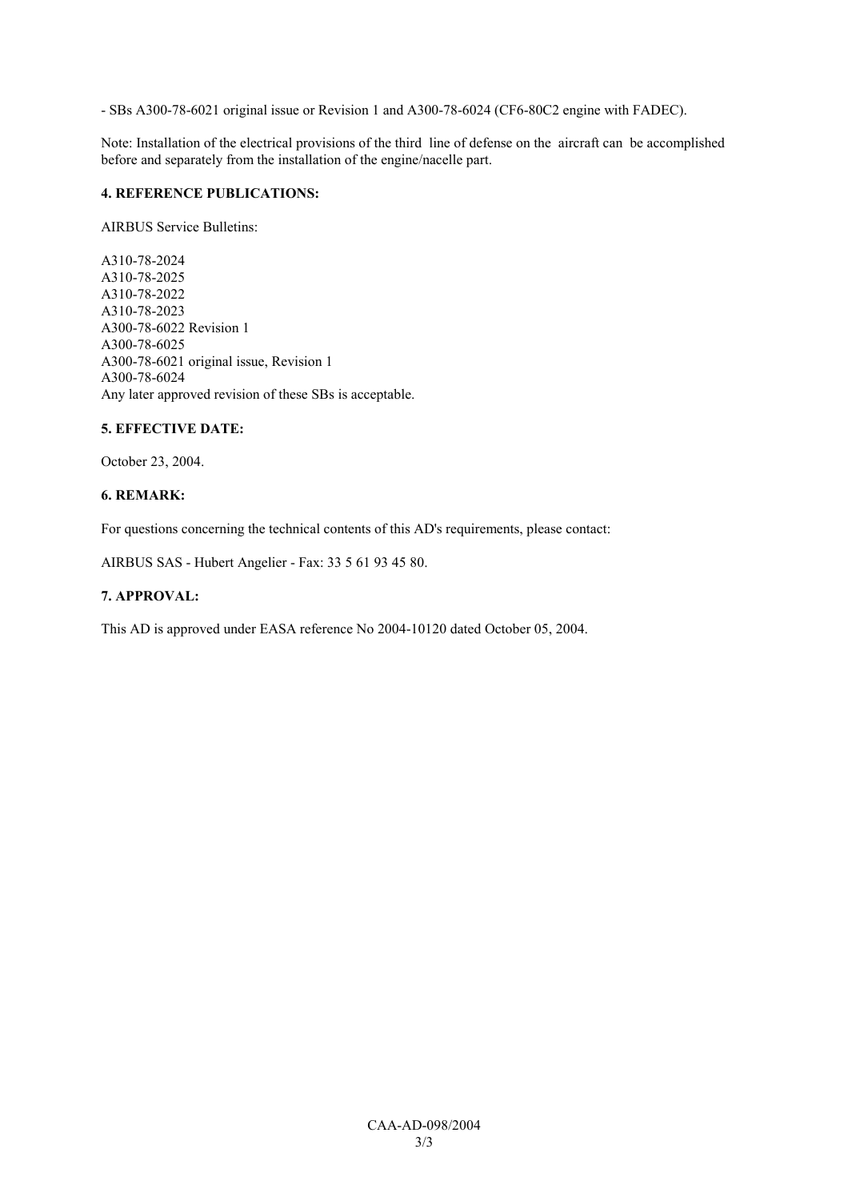- SBs A300-78-6021 original issue or Revision 1 and A300-78-6024 (CF6-80C2 engine with FADEC).

Note: Installation of the electrical provisions of the third line of defense on the aircraft can be accomplished before and separately from the installation of the engine/nacelle part.

#### 4. REFERENCE PUBLICATIONS:

AIRBUS Service Bulletins:

A310-78-2024
A310-78-2025
A310-78-2022
A310-78-2023
A300-78-6022 Revision 1
A300-78-6025
A300-78-6021 original issue, Revision 1
A300-78-6024
Any later approved revision of these SBs is acceptable.

#### 5. EFFECTIVE DATE:

October 23, 2004.

#### 6. REMARK:

For questions concerning the technical contents of this AD's requirements, please contact:

AIRBUS SAS - Hubert Angelier - Fax: 33 5 61 93 45 80.

#### 7. APPROVAL:

This AD is approved under EASA reference No 2004-10120 dated October 05, 2004.

CAA-AD-098/2004